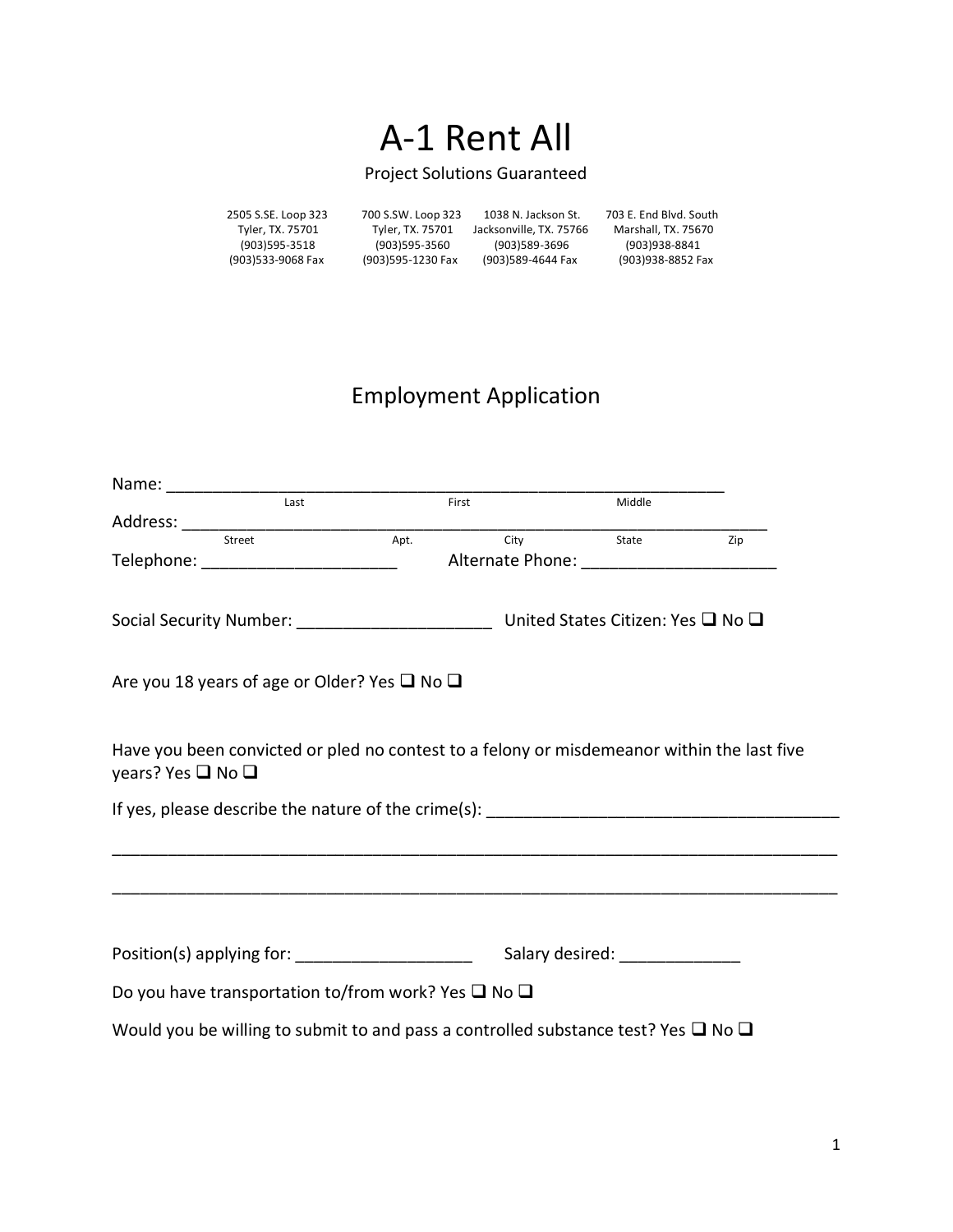# A-1 Rent All

Project Solutions Guaranteed

| | | | |
|---|---|---|---|
| 2505 S.SE. Loop 323 | 700 S.SW. Loop 323 | 1038 N. Jackson St. | 703 E. End Blvd. South |
| Tyler, TX. 75701 | Tyler, TX. 75701 | Jacksonville, TX. 75766 | Marshall, TX. 75670 |
| (903)595-3518 | (903)595-3560 | (903)589-3696 | (903)938-8841 |
| (903)533-9068 Fax | (903)595-1230 Fax | (903)589-4644 Fax | (903)938-8852 Fax |

## Employment Application

Name: ______________________________________________________________
Last First Middle

Address: ______________________________________________________________
Street Apt. City State Zip

Telephone: _____________________ Alternate Phone: _____________________

Social Security Number: _____________________ United States Citizen: Yes ❑ No ❑

Are you 18 years of age or Older? Yes ❑ No ❑

Have you been convicted or pled no contest to a felony or misdemeanor within the last five years? Yes ❑ No ❑

If yes, please describe the nature of the crime(s): ______________________________________

_____________________________________________________________________________

_____________________________________________________________________________

Position(s) applying for: ___________________ Salary desired: _____________

Do you have transportation to/from work? Yes ❑ No ❑

Would you be willing to submit to and pass a controlled substance test? Yes ❑ No ❑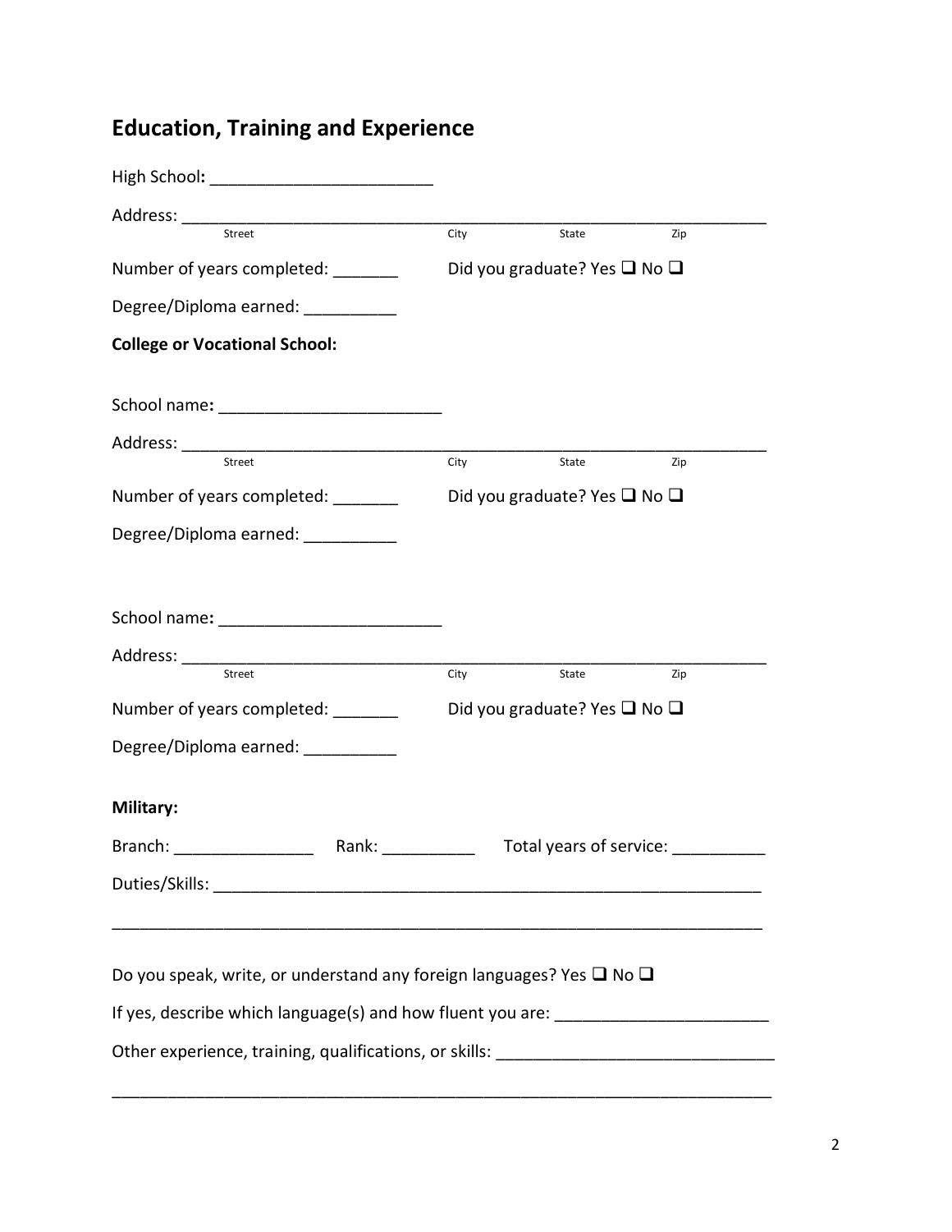## Education, Training and Experience

High School: ________________________

Address: ____________________________________________________________
Street City State Zip

Number of years completed: _______ Did you graduate? Yes ❑ No ❑

Degree/Diploma earned: __________

**College or Vocational School:**

School name: ________________________

Address: ____________________________________________________________
Street City State Zip

Number of years completed: _______ Did you graduate? Yes ❑ No ❑

Degree/Diploma earned: __________

School name: ________________________

Address: ____________________________________________________________
Street City State Zip

Number of years completed: _______ Did you graduate? Yes ❑ No ❑

Degree/Diploma earned: __________

**Military:**

Branch: _______________ Rank: __________ Total years of service: __________

Duties/Skills: ____________________________________________________________

_______________________________________________________________________

Do you speak, write, or understand any foreign languages? Yes ❑ No ❑

If yes, describe which language(s) and how fluent you are: ______________________

Other experience, training, qualifications, or skills: _____________________________

_______________________________________________________________________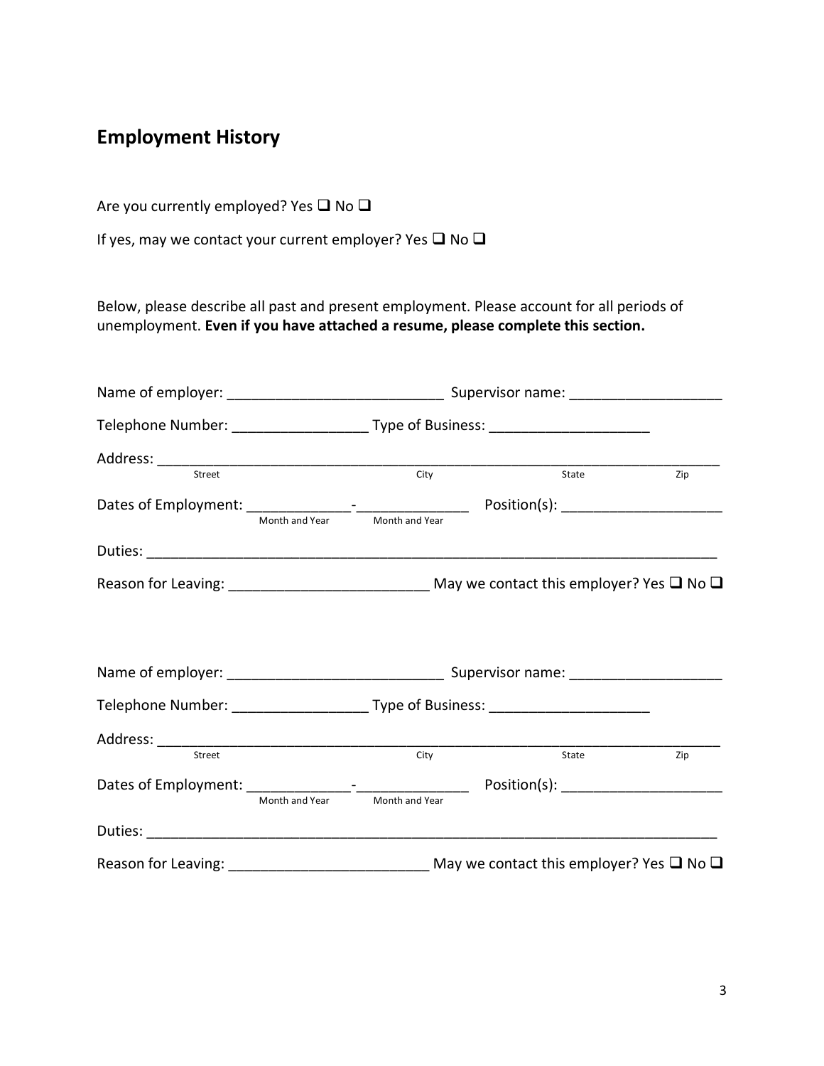## Employment History

Are you currently employed? Yes ❑ No ❑

If yes, may we contact your current employer? Yes ❑ No ❑

Below, please describe all past and present employment. Please account for all periods of unemployment. **Even if you have attached a resume, please complete this section.**

Name of employer: ___________________________ Supervisor name: ___________________

Telephone Number: _________________ Type of Business: ____________________

Address: ______________________________________________________________________
Street                                                  City                                        State                    Zip

Dates of Employment: _____________-______________ Position(s): ____________________
Month and Year                Month and Year

Duties: _______________________________________________________________________

Reason for Leaving: _________________________ May we contact this employer? Yes ❑ No ❑

Name of employer: ___________________________ Supervisor name: ___________________

Telephone Number: _________________ Type of Business: ____________________

Address: ______________________________________________________________________
Street                                                  City                                        State                    Zip

Dates of Employment: _____________-______________ Position(s): ____________________
Month and Year                Month and Year

Duties: _______________________________________________________________________

Reason for Leaving: _________________________ May we contact this employer? Yes ❑ No ❑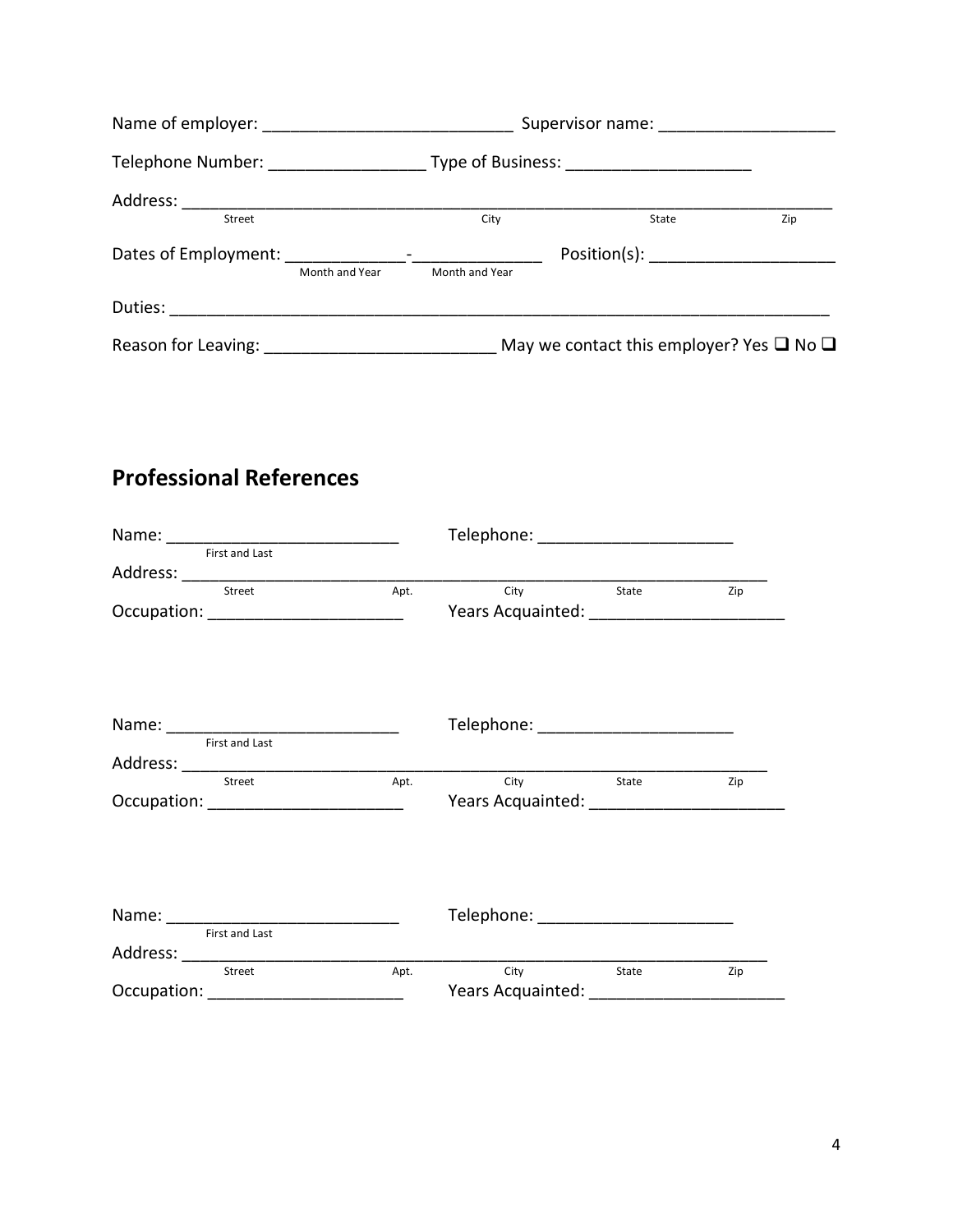Name of employer: ___________________________ Supervisor name: ___________________

Telephone Number: _________________ Type of Business: ____________________

Address: ________________________________________________________________________
Street City State Zip

Dates of Employment: _____________-______________ Position(s): ____________________
Month and Year Month and Year

Duties: _________________________________________________________________________

Reason for Leaving: _________________________ May we contact this employer? Yes ❑ No ❑

## Professional References

Name: _________________________ Telephone: _____________________
First and Last

Address: _________________________________________________________________
Street Apt. City State Zip

Occupation: _____________________ Years Acquainted: _____________________

Name: _________________________ Telephone: _____________________
First and Last

Address: _________________________________________________________________
Street Apt. City State Zip

Occupation: _____________________ Years Acquainted: _____________________

Name: _________________________ Telephone: _____________________
First and Last

Address: _________________________________________________________________
Street Apt. City State Zip

Occupation: _____________________ Years Acquainted: _____________________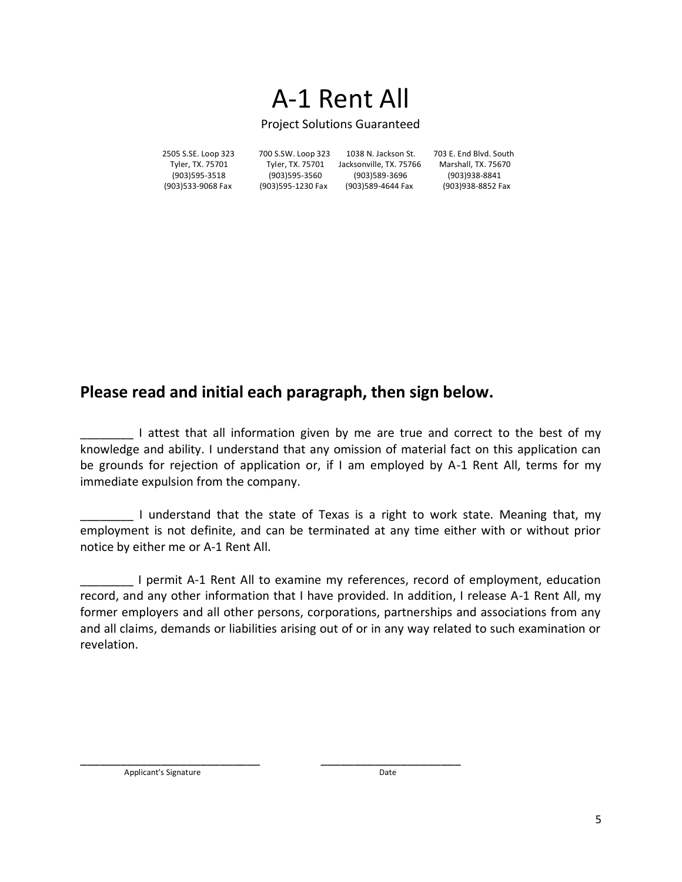# A-1 Rent All

Project Solutions Guaranteed

| | | | |
|---|---|---|---|
| 2505 S.SE. Loop 323 | 700 S.SW. Loop 323 | 1038 N. Jackson St. | 703 E. End Blvd. South |
| Tyler, TX. 75701 | Tyler, TX. 75701 | Jacksonville, TX. 75766 | Marshall, TX. 75670 |
| (903)595-3518 | (903)595-3560 | (903)589-3696 | (903)938-8841 |
| (903)533-9068 Fax | (903)595-1230 Fax | (903)589-4644 Fax | (903)938-8852 Fax |

## Please read and initial each paragraph, then sign below.

________ I attest that all information given by me are true and correct to the best of my knowledge and ability. I understand that any omission of material fact on this application can be grounds for rejection of application or, if I am employed by A-1 Rent All, terms for my immediate expulsion from the company.

________ I understand that the state of Texas is a right to work state. Meaning that, my employment is not definite, and can be terminated at any time either with or without prior notice by either me or A-1 Rent All.

________ I permit A-1 Rent All to examine my references, record of employment, education record, and any other information that I have provided. In addition, I release A-1 Rent All, my former employers and all other persons, corporations, partnerships and associations from any and all claims, demands or liabilities arising out of or in any way related to such examination or revelation.

______________________________ Applicant's Signature

________________________ Date